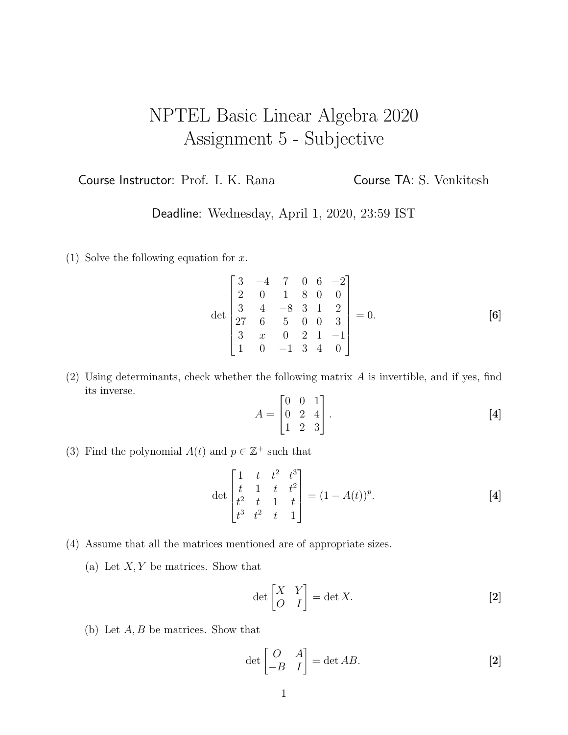# NPTEL Basic Linear Algebra 2020
# Assignment 5 - Subjective

Course Instructor: Prof. I. K. Rana    Course TA: S. Venkitesh

Deadline: Wednesday, April 1, 2020, 23:59 IST

(1) Solve the following equation for $x$.

$$\det \begin{bmatrix} 3 & -4 & 7 & 0 & 6 & -2 \\ 2 & 0 & 1 & 8 & 0 & 0 \\ 3 & 4 & -8 & 3 & 1 & 2 \\ 27 & 6 & 5 & 0 & 0 & 3 \\ 3 & x & 0 & 2 & 1 & -1 \\ 1 & 0 & -1 & 3 & 4 & 0 \end{bmatrix} = 0. \qquad \textbf{[6]}$$

(2) Using determinants, check whether the following matrix $A$ is invertible, and if yes, find its inverse.

$$A = \begin{bmatrix} 0 & 0 & 1 \\ 0 & 2 & 4 \\ 1 & 2 & 3 \end{bmatrix}. \qquad \textbf{[4]}$$

(3) Find the polynomial $A(t)$ and $p \in \mathbb{Z}^+$ such that

$$\det \begin{bmatrix} 1 & t & t^2 & t^3 \\ t & 1 & t & t^2 \\ t^2 & t & 1 & t \\ t^3 & t^2 & t & 1 \end{bmatrix} = (1 - A(t))^p. \qquad \textbf{[4]}$$

(4) Assume that all the matrices mentioned are of appropriate sizes.

(a) Let $X, Y$ be matrices. Show that

$$\det \begin{bmatrix} X & Y \\ O & I \end{bmatrix} = \det X. \qquad \textbf{[2]}$$

(b) Let $A, B$ be matrices. Show that

$$\det \begin{bmatrix} O & A \\ -B & I \end{bmatrix} = \det AB. \qquad \textbf{[2]}$$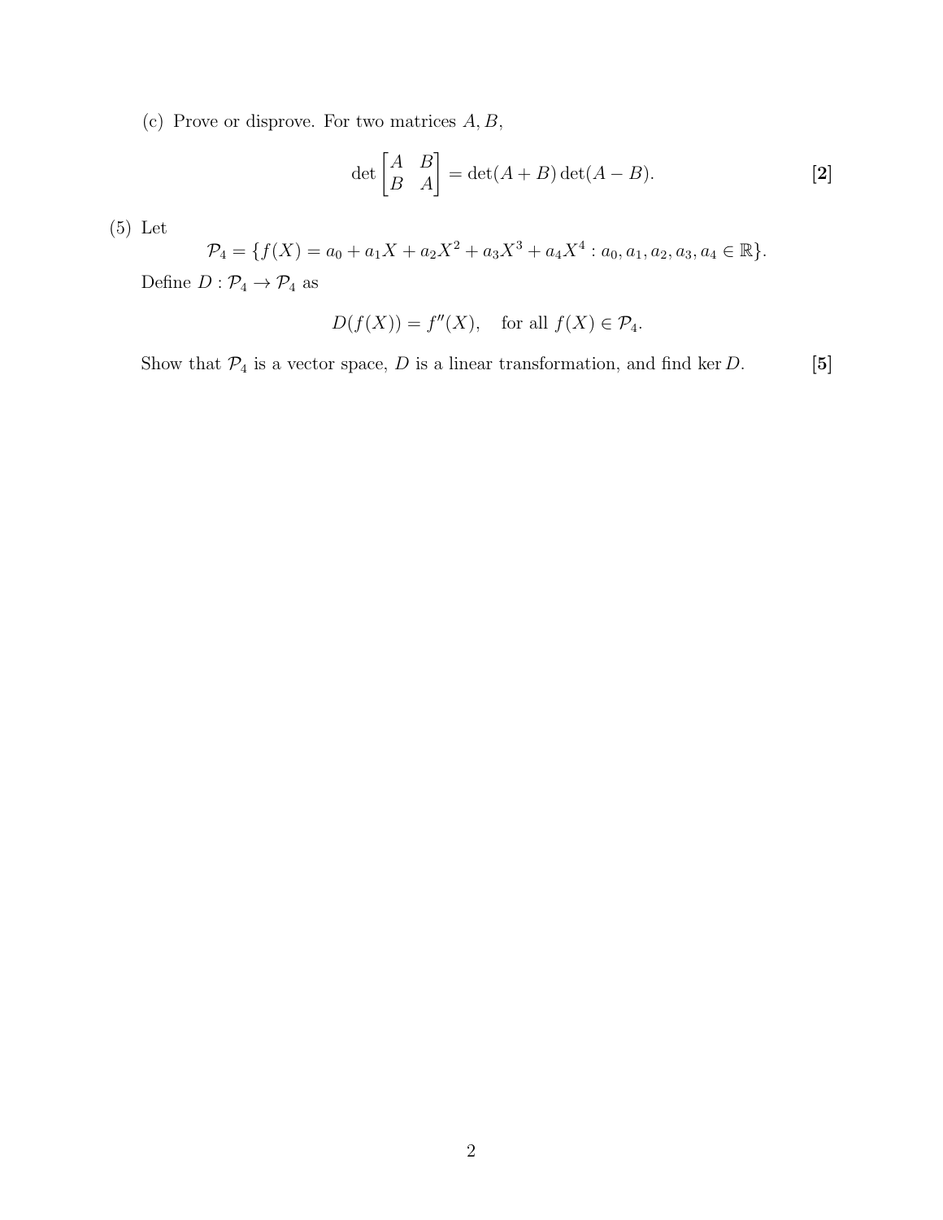(c) Prove or disprove. For two matrices $A, B$,

$$\det \begin{bmatrix} A & B \\ B & A \end{bmatrix} = \det(A + B)\det(A - B).$$ **[2]**

(5) Let

$$\mathcal{P}_4 = \{f(X) = a_0 + a_1X + a_2X^2 + a_3X^3 + a_4X^4 : a_0, a_1, a_2, a_3, a_4 \in \mathbb{R}\}.$$

Define $D : \mathcal{P}_4 \to \mathcal{P}_4$ as

$$D(f(X)) = f''(X), \quad \text{for all } f(X) \in \mathcal{P}_4.$$

Show that $\mathcal{P}_4$ is a vector space, $D$ is a linear transformation, and find $\ker D$. **[5]**